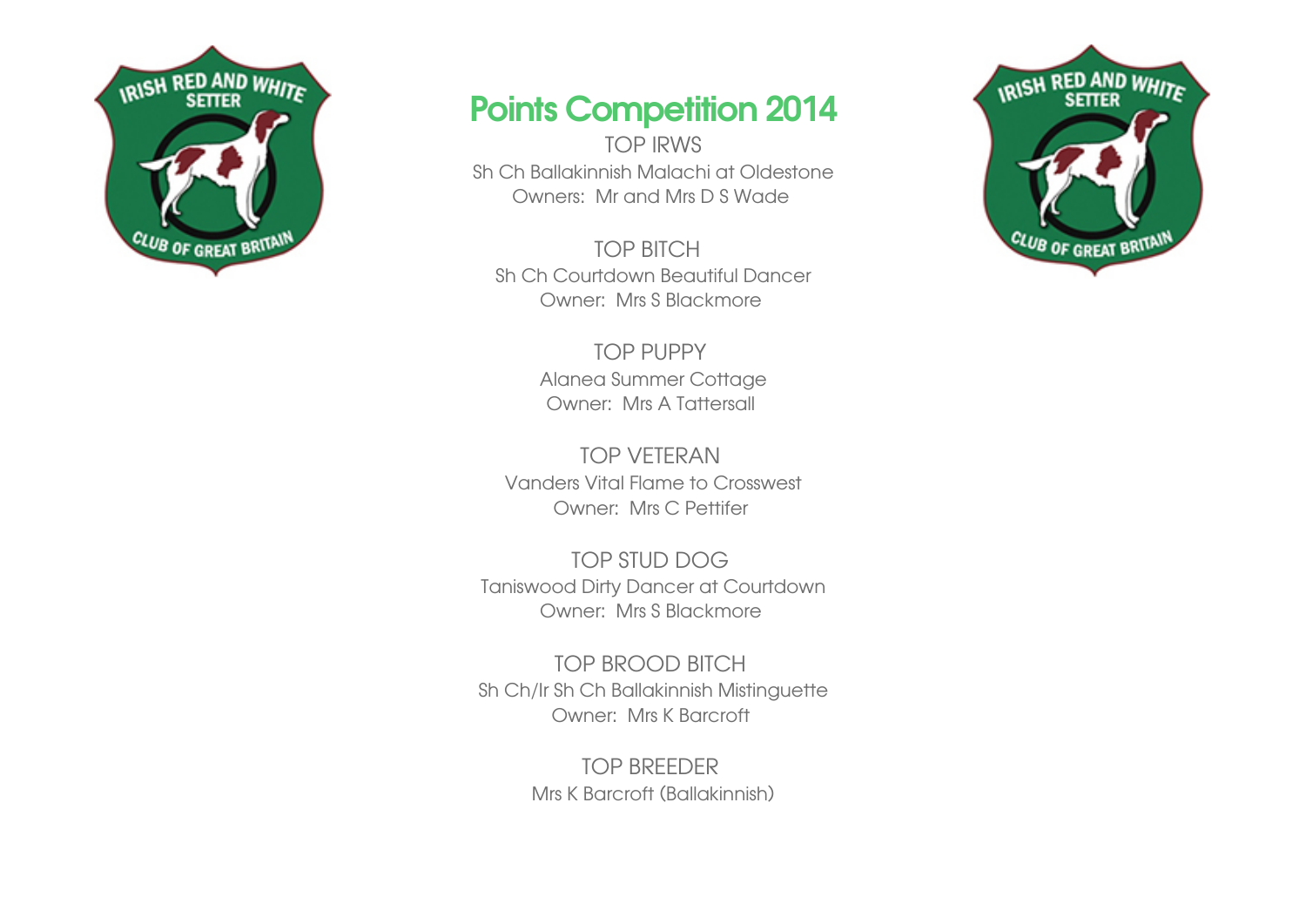# Points Competition 2014

## TOP IRWS

Sh Ch Ballakinnish Malachi at Oldestone
Owners: Mr and Mrs D S Wade

## TOP BITCH

Sh Ch Courtdown Beautiful Dancer
Owner: Mrs S Blackmore

## TOP PUPPY

Alanea Summer Cottage
Owner: Mrs A Tattersall

## TOP VETERAN

Vanders Vital Flame to Crosswest
Owner: Mrs C Pettifer

## TOP STUD DOG

Taniswood Dirty Dancer at Courtdown
Owner: Mrs S Blackmore

## TOP BROOD BITCH

Sh Ch/Ir Sh Ch Ballakinnish Mistinguette
Owner: Mrs K Barcroft

## TOP BREEDER

Mrs K Barcroft (Ballakinnish)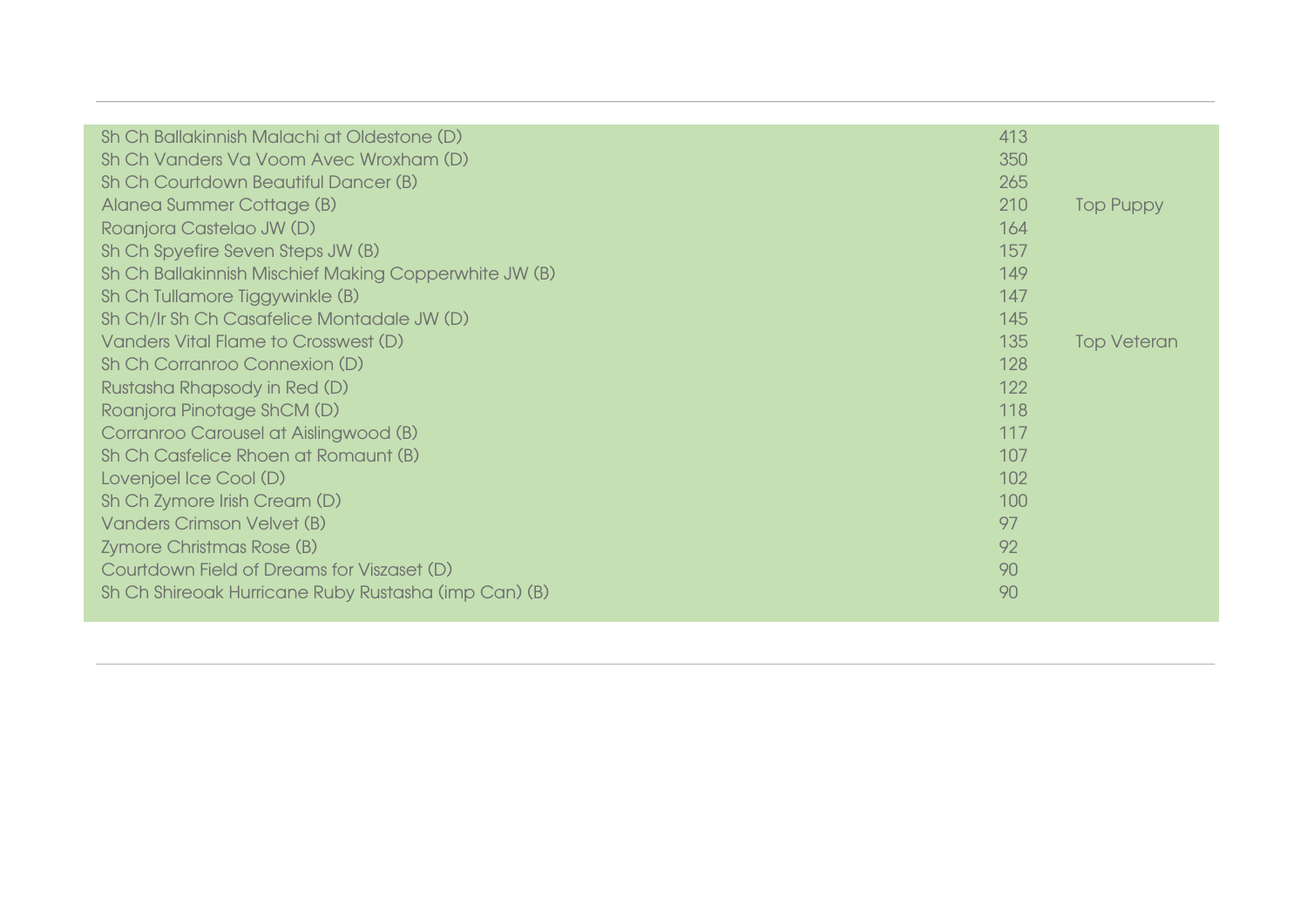| | | |
|---|---|---|
| Sh Ch Ballakinnish Malachi at Oldestone (D) | 413 | |
| Sh Ch Vanders Va Voom Avec Wroxham (D) | 350 | |
| Sh Ch Courtdown Beautiful Dancer (B) | 265 | |
| Alanea Summer Cottage (B) | 210 | Top Puppy |
| Roanjora Castelao JW (D) | 164 | |
| Sh Ch Spyefire Seven Steps JW (B) | 157 | |
| Sh Ch Ballakinnish Mischief Making Copperwhite JW (B) | 149 | |
| Sh Ch Tullamore Tiggywinkle (B) | 147 | |
| Sh Ch/Ir Sh Ch Casafelice Montadale JW (D) | 145 | |
| Vanders Vital Flame to Crosswest (D) | 135 | Top Veteran |
| Sh Ch Corranroo Connexion (D) | 128 | |
| Rustasha Rhapsody in Red (D) | 122 | |
| Roanjora Pinotage ShCM (D) | 118 | |
| Corranroo Carousel at Aislingwood (B) | 117 | |
| Sh Ch Casfelice Rhoen at Romaunt (B) | 107 | |
| Lovenjoel Ice Cool (D) | 102 | |
| Sh Ch Zymore Irish Cream (D) | 100 | |
| Vanders Crimson Velvet (B) | 97 | |
| Zymore Christmas Rose (B) | 92 | |
| Courtdown Field of Dreams for Viszaset (D) | 90 | |
| Sh Ch Shireoak Hurricane Ruby Rustasha (imp Can) (B) | 90 | |